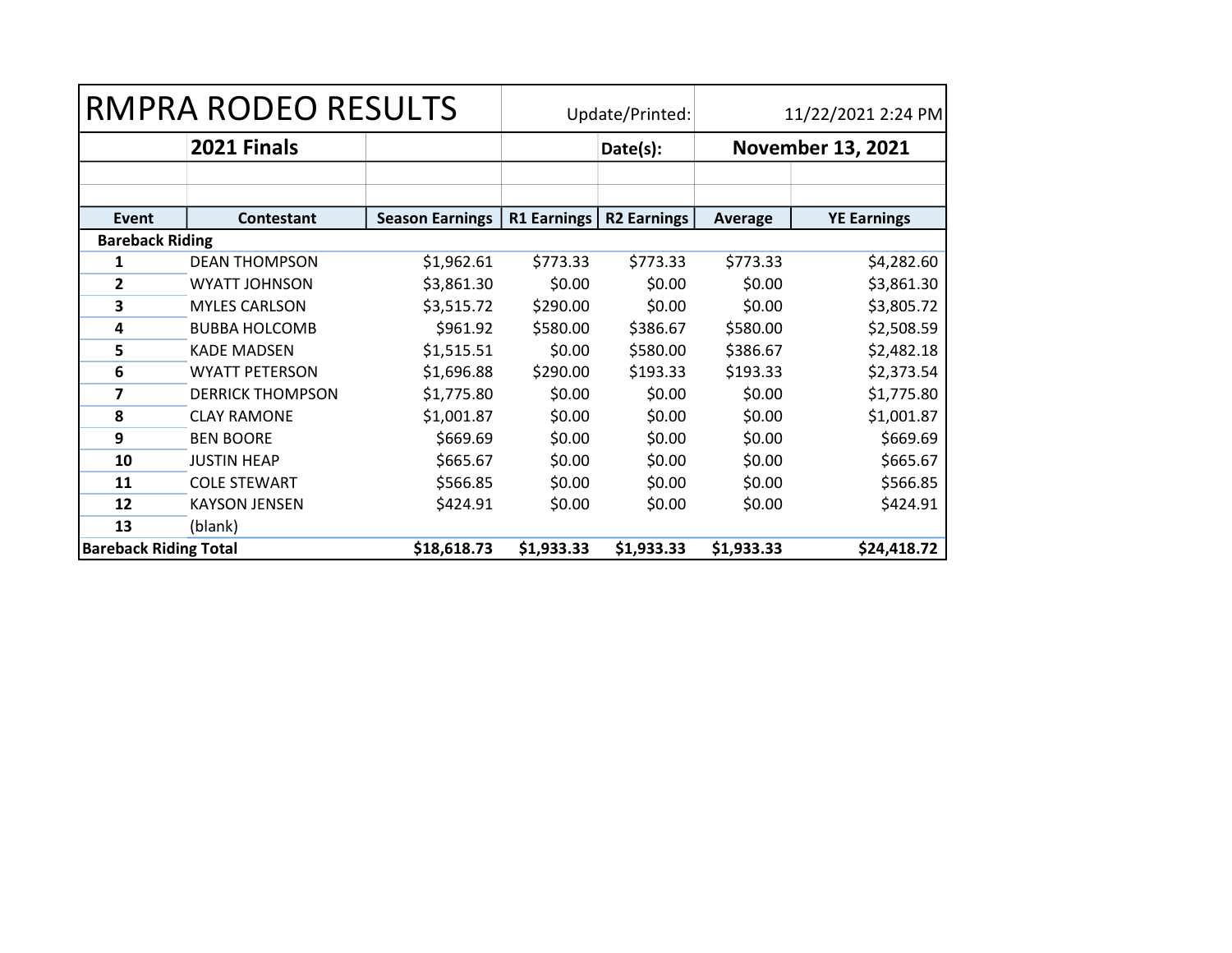# RMPRA RODEO RESULTS

Update/Printed: 11/22/2021 2:24 PM

## 2021 Finals

**Date(s): November 13, 2021**

| Event | Contestant | Season Earnings | R1 Earnings | R2 Earnings | Average | YE Earnings |
|---|---|---|---|---|---|---|
| **Bareback Riding** | | | | | | |
| 1 | DEAN THOMPSON | $1,962.61 | $773.33 | $773.33 | $773.33 | $4,282.60 |
| 2 | WYATT JOHNSON | $3,861.30 | $0.00 | $0.00 | $0.00 | $3,861.30 |
| 3 | MYLES CARLSON | $3,515.72 | $290.00 | $0.00 | $0.00 | $3,805.72 |
| 4 | BUBBA HOLCOMB | $961.92 | $580.00 | $386.67 | $580.00 | $2,508.59 |
| 5 | KADE MADSEN | $1,515.51 | $0.00 | $580.00 | $386.67 | $2,482.18 |
| 6 | WYATT PETERSON | $1,696.88 | $290.00 | $193.33 | $193.33 | $2,373.54 |
| 7 | DERRICK THOMPSON | $1,775.80 | $0.00 | $0.00 | $0.00 | $1,775.80 |
| 8 | CLAY RAMONE | $1,001.87 | $0.00 | $0.00 | $0.00 | $1,001.87 |
| 9 | BEN BOORE | $669.69 | $0.00 | $0.00 | $0.00 | $669.69 |
| 10 | JUSTIN HEAP | $665.67 | $0.00 | $0.00 | $0.00 | $665.67 |
| 11 | COLE STEWART | $566.85 | $0.00 | $0.00 | $0.00 | $566.85 |
| 12 | KAYSON JENSEN | $424.91 | $0.00 | $0.00 | $0.00 | $424.91 |
| 13 | (blank) | | | | | |
| **Bareback Riding Total** | | **$18,618.73** | **$1,933.33** | **$1,933.33** | **$1,933.33** | **$24,418.72** |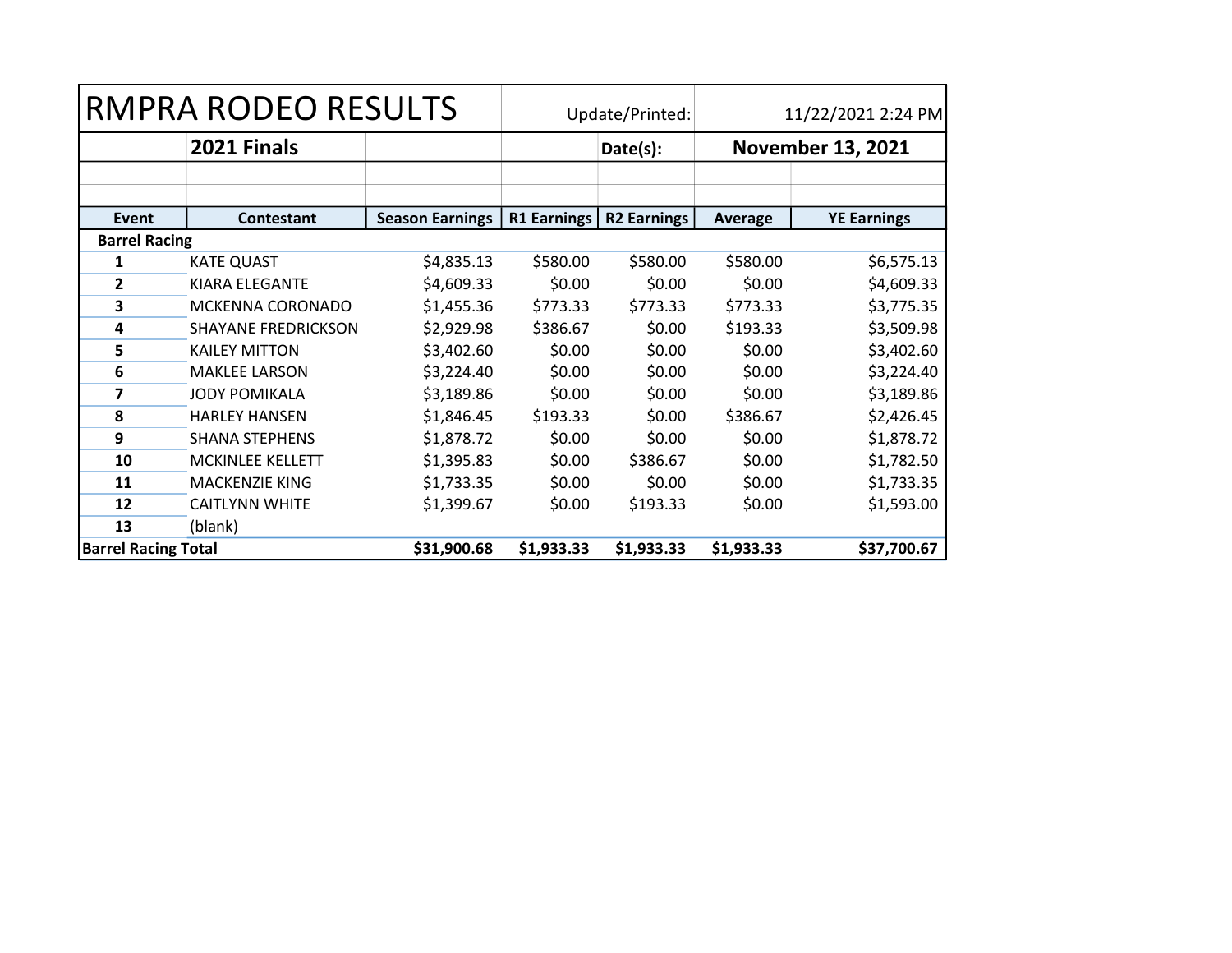# RMPRA RODEO RESULTS

Update/Printed: 11/22/2021 2:24 PM

## 2021 Finals

**Date(s): November 13, 2021**

| Event | Contestant | Season Earnings | R1 Earnings | R2 Earnings | Average | YE Earnings |
|---|---|---|---|---|---|---|
| **Barrel Racing** | | | | | | |
| **1** | KATE QUAST | $4,835.13 | $580.00 | $580.00 | $580.00 | $6,575.13 |
| **2** | KIARA ELEGANTE | $4,609.33 | $0.00 | $0.00 | $0.00 | $4,609.33 |
| **3** | MCKENNA CORONADO | $1,455.36 | $773.33 | $773.33 | $773.33 | $3,775.35 |
| **4** | SHAYANE FREDRICKSON | $2,929.98 | $386.67 | $0.00 | $193.33 | $3,509.98 |
| **5** | KAILEY MITTON | $3,402.60 | $0.00 | $0.00 | $0.00 | $3,402.60 |
| **6** | MAKLEE LARSON | $3,224.40 | $0.00 | $0.00 | $0.00 | $3,224.40 |
| **7** | JODY POMIKALA | $3,189.86 | $0.00 | $0.00 | $0.00 | $3,189.86 |
| **8** | HARLEY HANSEN | $1,846.45 | $193.33 | $0.00 | $386.67 | $2,426.45 |
| **9** | SHANA STEPHENS | $1,878.72 | $0.00 | $0.00 | $0.00 | $1,878.72 |
| **10** | MCKINLEE KELLETT | $1,395.83 | $0.00 | $386.67 | $0.00 | $1,782.50 |
| **11** | MACKENZIE KING | $1,733.35 | $0.00 | $0.00 | $0.00 | $1,733.35 |
| **12** | CAITLYNN WHITE | $1,399.67 | $0.00 | $193.33 | $0.00 | $1,593.00 |
| **13** | (blank) | | | | | |
| **Barrel Racing Total** | | **$31,900.68** | **$1,933.33** | **$1,933.33** | **$1,933.33** | **$37,700.67** |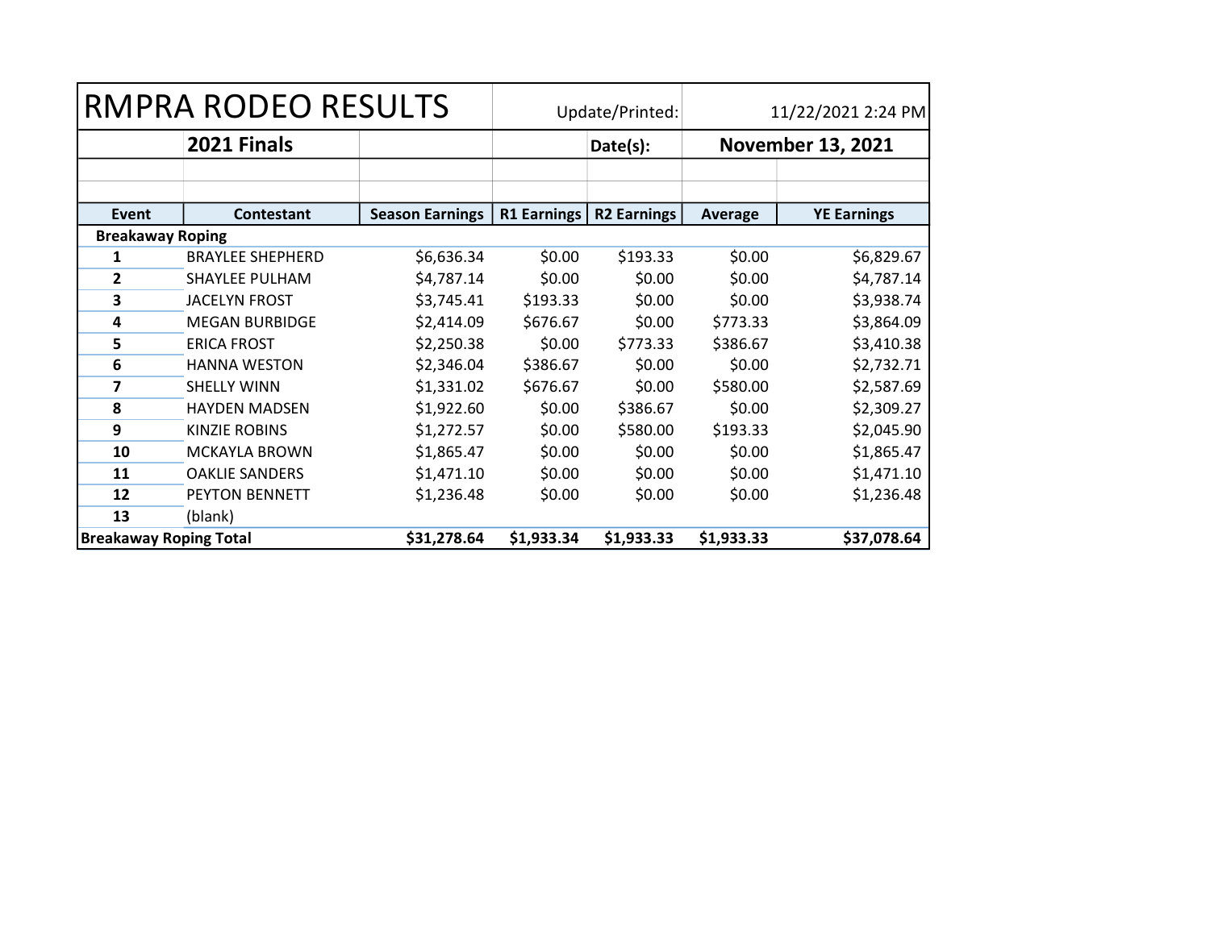# RMPRA RODEO RESULTS

Update/Printed: 11/22/2021 2:24 PM

**2021 Finals** — **Date(s): November 13, 2021**

| Event | Contestant | Season Earnings | R1 Earnings | R2 Earnings | Average | YE Earnings |
|---|---|---|---|---|---|---|
| **Breakaway Roping** | | | | | | |
| **1** | BRAYLEE SHEPHERD | $6,636.34 | $0.00 | $193.33 | $0.00 | $6,829.67 |
| **2** | SHAYLEE PULHAM | $4,787.14 | $0.00 | $0.00 | $0.00 | $4,787.14 |
| **3** | JACELYN FROST | $3,745.41 | $193.33 | $0.00 | $0.00 | $3,938.74 |
| **4** | MEGAN BURBIDGE | $2,414.09 | $676.67 | $0.00 | $773.33 | $3,864.09 |
| **5** | ERICA FROST | $2,250.38 | $0.00 | $773.33 | $386.67 | $3,410.38 |
| **6** | HANNA WESTON | $2,346.04 | $386.67 | $0.00 | $0.00 | $2,732.71 |
| **7** | SHELLY WINN | $1,331.02 | $676.67 | $0.00 | $580.00 | $2,587.69 |
| **8** | HAYDEN MADSEN | $1,922.60 | $0.00 | $386.67 | $0.00 | $2,309.27 |
| **9** | KINZIE ROBINS | $1,272.57 | $0.00 | $580.00 | $193.33 | $2,045.90 |
| **10** | MCKAYLA BROWN | $1,865.47 | $0.00 | $0.00 | $0.00 | $1,865.47 |
| **11** | OAKLIE SANDERS | $1,471.10 | $0.00 | $0.00 | $0.00 | $1,471.10 |
| **12** | PEYTON BENNETT | $1,236.48 | $0.00 | $0.00 | $0.00 | $1,236.48 |
| **13** | (blank) | | | | | |
| **Breakaway Roping Total** | | **$31,278.64** | **$1,933.34** | **$1,933.33** | **$1,933.33** | **$37,078.64** |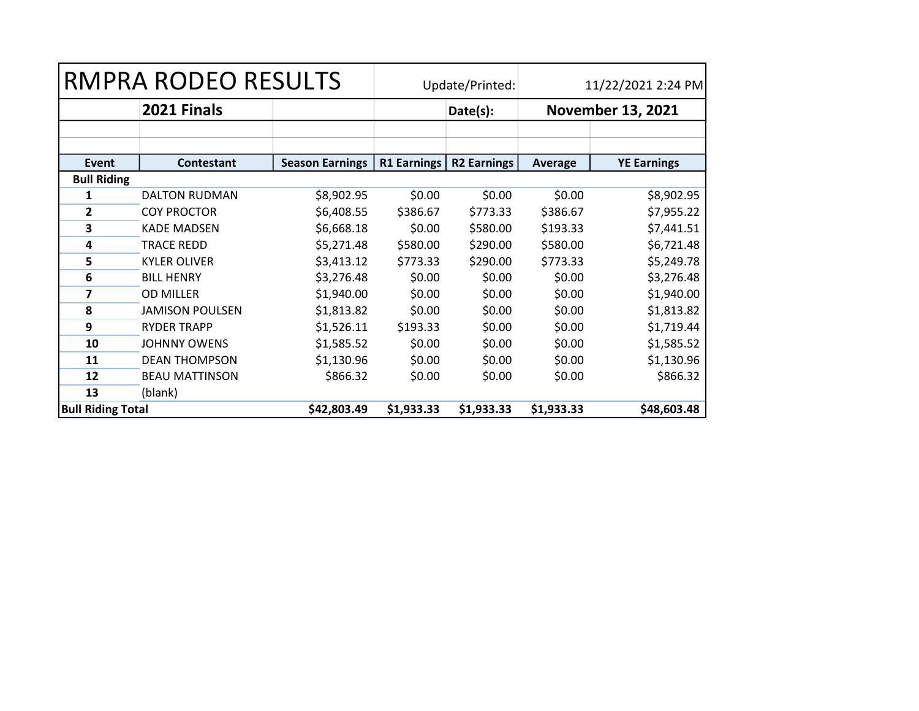# RMPRA RODEO RESULTS

Update/Printed: 11/22/2021 2:24 PM

## 2021 Finals

**Date(s): November 13, 2021**

| Event | Contestant | Season Earnings | R1 Earnings | R2 Earnings | Average | YE Earnings |
|---|---|---|---|---|---|---|
| **Bull Riding** | | | | | | |
| **1** | DALTON RUDMAN | $8,902.95 | $0.00 | $0.00 | $0.00 | $8,902.95 |
| **2** | COY PROCTOR | $6,408.55 | $386.67 | $773.33 | $386.67 | $7,955.22 |
| **3** | KADE MADSEN | $6,668.18 | $0.00 | $580.00 | $193.33 | $7,441.51 |
| **4** | TRACE REDD | $5,271.48 | $580.00 | $290.00 | $580.00 | $6,721.48 |
| **5** | KYLER OLIVER | $3,413.12 | $773.33 | $290.00 | $773.33 | $5,249.78 |
| **6** | BILL HENRY | $3,276.48 | $0.00 | $0.00 | $0.00 | $3,276.48 |
| **7** | OD MILLER | $1,940.00 | $0.00 | $0.00 | $0.00 | $1,940.00 |
| **8** | JAMISON POULSEN | $1,813.82 | $0.00 | $0.00 | $0.00 | $1,813.82 |
| **9** | RYDER TRAPP | $1,526.11 | $193.33 | $0.00 | $0.00 | $1,719.44 |
| **10** | JOHNNY OWENS | $1,585.52 | $0.00 | $0.00 | $0.00 | $1,585.52 |
| **11** | DEAN THOMPSON | $1,130.96 | $0.00 | $0.00 | $0.00 | $1,130.96 |
| **12** | BEAU MATTINSON | $866.32 | $0.00 | $0.00 | $0.00 | $866.32 |
| **13** | (blank) | | | | | |
| **Bull Riding Total** | | **$42,803.49** | **$1,933.33** | **$1,933.33** | **$1,933.33** | **$48,603.48** |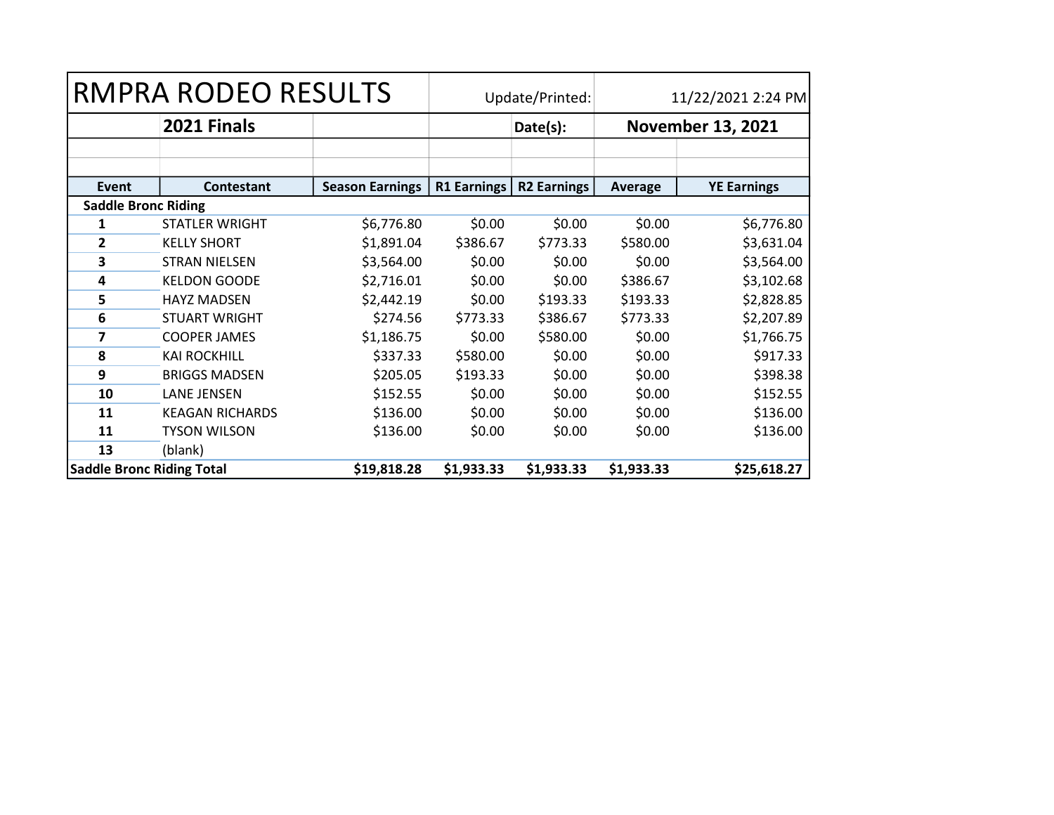# RMPRA RODEO RESULTS

Update/Printed: 11/22/2021 2:24 PM

**2021 Finals**

**Date(s): November 13, 2021**

| Event | Contestant | Season Earnings | R1 Earnings | R2 Earnings | Average | YE Earnings |
|---|---|---|---|---|---|---|
| **Saddle Bronc Riding** | | | | | | |
| **1** | STATLER WRIGHT | $6,776.80 | $0.00 | $0.00 | $0.00 | $6,776.80 |
| **2** | KELLY SHORT | $1,891.04 | $386.67 | $773.33 | $580.00 | $3,631.04 |
| **3** | STRAN NIELSEN | $3,564.00 | $0.00 | $0.00 | $0.00 | $3,564.00 |
| **4** | KELDON GOODE | $2,716.01 | $0.00 | $0.00 | $386.67 | $3,102.68 |
| **5** | HAYZ MADSEN | $2,442.19 | $0.00 | $193.33 | $193.33 | $2,828.85 |
| **6** | STUART WRIGHT | $274.56 | $773.33 | $386.67 | $773.33 | $2,207.89 |
| **7** | COOPER JAMES | $1,186.75 | $0.00 | $580.00 | $0.00 | $1,766.75 |
| **8** | KAI ROCKHILL | $337.33 | $580.00 | $0.00 | $0.00 | $917.33 |
| **9** | BRIGGS MADSEN | $205.05 | $193.33 | $0.00 | $0.00 | $398.38 |
| **10** | LANE JENSEN | $152.55 | $0.00 | $0.00 | $0.00 | $152.55 |
| **11** | KEAGAN RICHARDS | $136.00 | $0.00 | $0.00 | $0.00 | $136.00 |
| **11** | TYSON WILSON | $136.00 | $0.00 | $0.00 | $0.00 | $136.00 |
| **13** | (blank) | | | | | |
| **Saddle Bronc Riding Total** | | **$19,818.28** | **$1,933.33** | **$1,933.33** | **$1,933.33** | **$25,618.27** |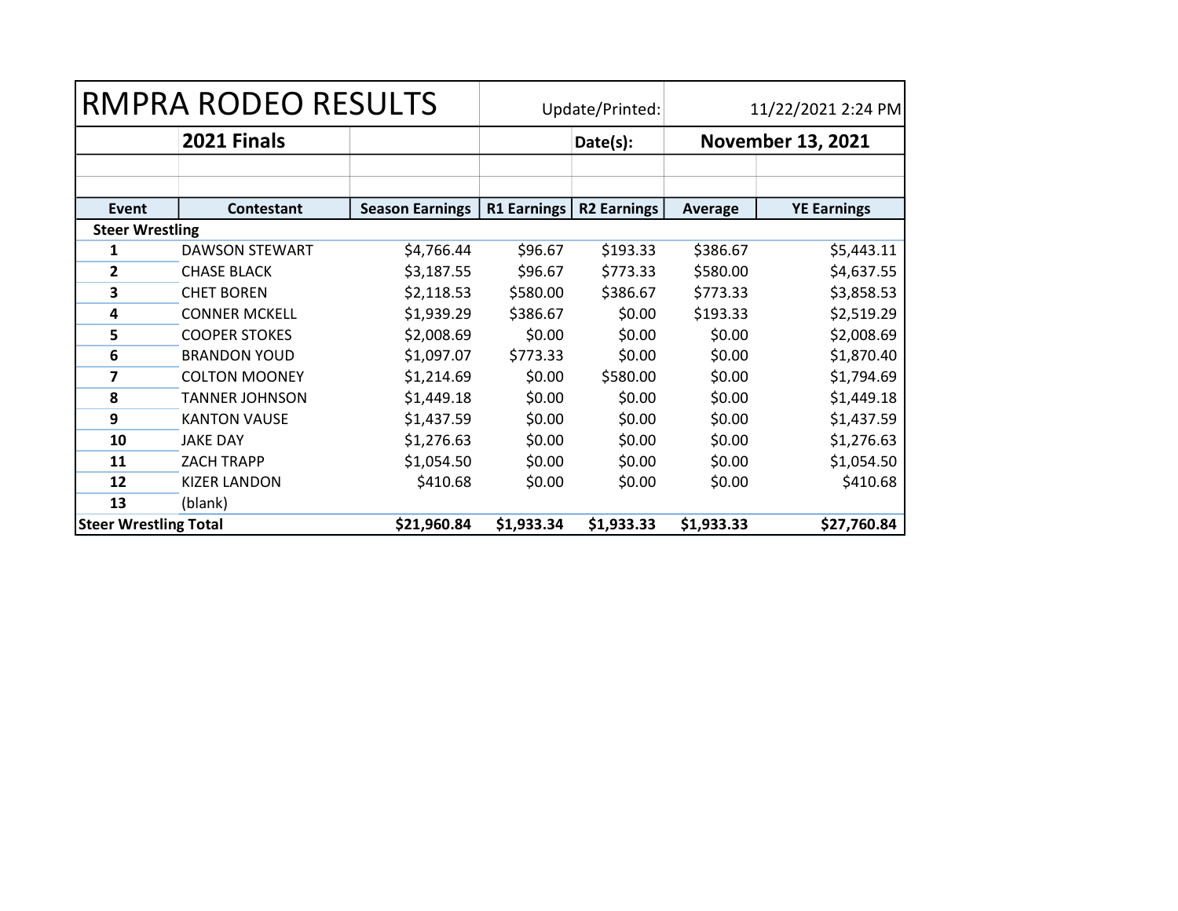# RMPRA RODEO RESULTS

Update/Printed: 11/22/2021 2:24 PM

**2021 Finals**

**Date(s): November 13, 2021**

| Event | Contestant | Season Earnings | R1 Earnings | R2 Earnings | Average | YE Earnings |
|---|---|---|---|---|---|---|
| **Steer Wrestling** | | | | | | |
| **1** | DAWSON STEWART | $4,766.44 | $96.67 | $193.33 | $386.67 | $5,443.11 |
| **2** | CHASE BLACK | $3,187.55 | $96.67 | $773.33 | $580.00 | $4,637.55 |
| **3** | CHET BOREN | $2,118.53 | $580.00 | $386.67 | $773.33 | $3,858.53 |
| **4** | CONNER MCKELL | $1,939.29 | $386.67 | $0.00 | $193.33 | $2,519.29 |
| **5** | COOPER STOKES | $2,008.69 | $0.00 | $0.00 | $0.00 | $2,008.69 |
| **6** | BRANDON YOUD | $1,097.07 | $773.33 | $0.00 | $0.00 | $1,870.40 |
| **7** | COLTON MOONEY | $1,214.69 | $0.00 | $580.00 | $0.00 | $1,794.69 |
| **8** | TANNER JOHNSON | $1,449.18 | $0.00 | $0.00 | $0.00 | $1,449.18 |
| **9** | KANTON VAUSE | $1,437.59 | $0.00 | $0.00 | $0.00 | $1,437.59 |
| **10** | JAKE DAY | $1,276.63 | $0.00 | $0.00 | $0.00 | $1,276.63 |
| **11** | ZACH TRAPP | $1,054.50 | $0.00 | $0.00 | $0.00 | $1,054.50 |
| **12** | KIZER LANDON | $410.68 | $0.00 | $0.00 | $0.00 | $410.68 |
| **13** | (blank) | | | | | |
| **Steer Wrestling Total** | | **$21,960.84** | **$1,933.34** | **$1,933.33** | **$1,933.33** | **$27,760.84** |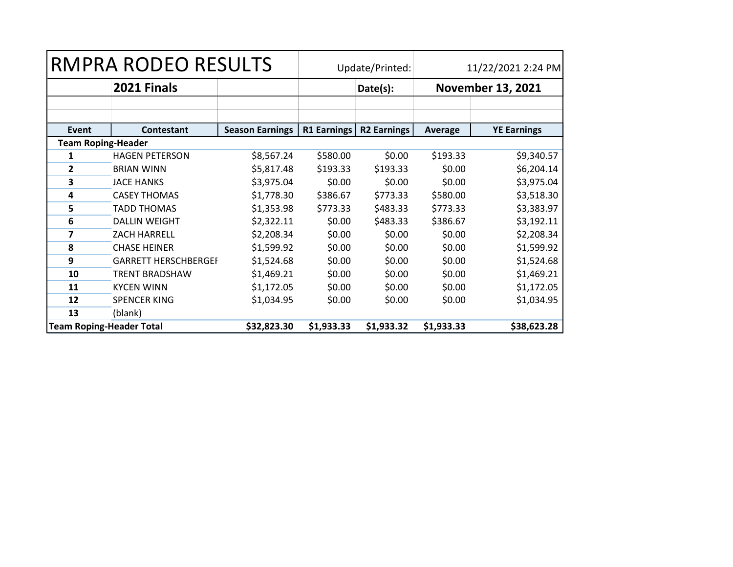# RMPRA RODEO RESULTS

Update/Printed: 11/22/2021 2:24 PM

**2021 Finals** | **Date(s):** **November 13, 2021**

| Event | Contestant | Season Earnings | R1 Earnings | R2 Earnings | Average | YE Earnings |
|---|---|---|---|---|---|---|
| **Team Roping-Header** | | | | | | |
| **1** | HAGEN PETERSON | $8,567.24 | $580.00 | $0.00 | $193.33 | $9,340.57 |
| **2** | BRIAN WINN | $5,817.48 | $193.33 | $193.33 | $0.00 | $6,204.14 |
| **3** | JACE HANKS | $3,975.04 | $0.00 | $0.00 | $0.00 | $3,975.04 |
| **4** | CASEY THOMAS | $1,778.30 | $386.67 | $773.33 | $580.00 | $3,518.30 |
| **5** | TADD THOMAS | $1,353.98 | $773.33 | $483.33 | $773.33 | $3,383.97 |
| **6** | DALLIN WEIGHT | $2,322.11 | $0.00 | $483.33 | $386.67 | $3,192.11 |
| **7** | ZACH HARRELL | $2,208.34 | $0.00 | $0.00 | $0.00 | $2,208.34 |
| **8** | CHASE HEINER | $1,599.92 | $0.00 | $0.00 | $0.00 | $1,599.92 |
| **9** | GARRETT HERSCHBERGEI | $1,524.68 | $0.00 | $0.00 | $0.00 | $1,524.68 |
| **10** | TRENT BRADSHAW | $1,469.21 | $0.00 | $0.00 | $0.00 | $1,469.21 |
| **11** | KYCEN WINN | $1,172.05 | $0.00 | $0.00 | $0.00 | $1,172.05 |
| **12** | SPENCER KING | $1,034.95 | $0.00 | $0.00 | $0.00 | $1,034.95 |
| **13** | (blank) | | | | | |
| **Team Roping-Header Total** | | **$32,823.30** | **$1,933.33** | **$1,933.32** | **$1,933.33** | **$38,623.28** |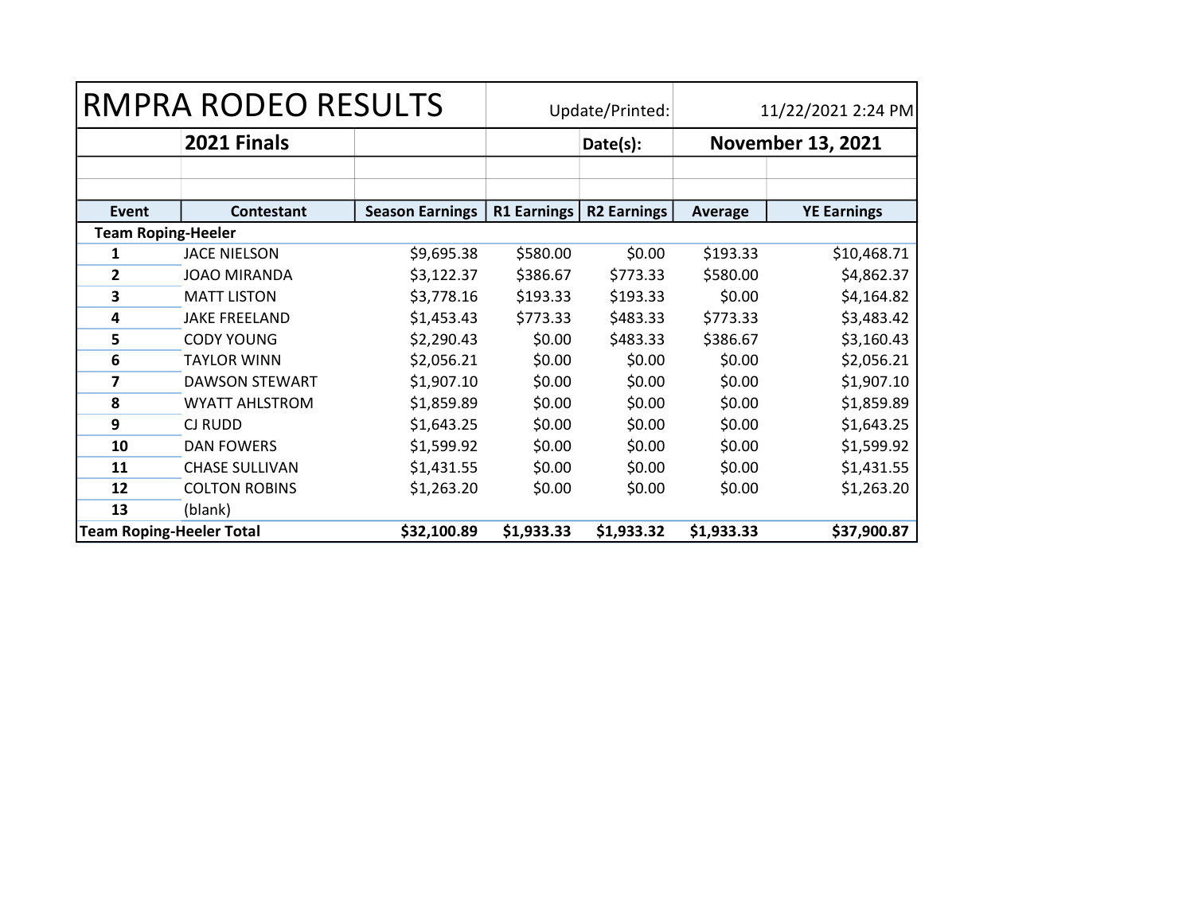# RMPRA RODEO RESULTS

Update/Printed: 11/22/2021 2:24 PM

**2021 Finals** — **Date(s): November 13, 2021**

| Event | Contestant | Season Earnings | R1 Earnings | R2 Earnings | Average | YE Earnings |
|---|---|---|---|---|---|---|
| **Team Roping-Heeler** | | | | | | |
| **1** | JACE NIELSON | $9,695.38 | $580.00 | $0.00 | $193.33 | $10,468.71 |
| **2** | JOAO MIRANDA | $3,122.37 | $386.67 | $773.33 | $580.00 | $4,862.37 |
| **3** | MATT LISTON | $3,778.16 | $193.33 | $193.33 | $0.00 | $4,164.82 |
| **4** | JAKE FREELAND | $1,453.43 | $773.33 | $483.33 | $773.33 | $3,483.42 |
| **5** | CODY YOUNG | $2,290.43 | $0.00 | $483.33 | $386.67 | $3,160.43 |
| **6** | TAYLOR WINN | $2,056.21 | $0.00 | $0.00 | $0.00 | $2,056.21 |
| **7** | DAWSON STEWART | $1,907.10 | $0.00 | $0.00 | $0.00 | $1,907.10 |
| **8** | WYATT AHLSTROM | $1,859.89 | $0.00 | $0.00 | $0.00 | $1,859.89 |
| **9** | CJ RUDD | $1,643.25 | $0.00 | $0.00 | $0.00 | $1,643.25 |
| **10** | DAN FOWERS | $1,599.92 | $0.00 | $0.00 | $0.00 | $1,599.92 |
| **11** | CHASE SULLIVAN | $1,431.55 | $0.00 | $0.00 | $0.00 | $1,431.55 |
| **12** | COLTON ROBINS | $1,263.20 | $0.00 | $0.00 | $0.00 | $1,263.20 |
| **13** | (blank) | | | | | |
| **Team Roping-Heeler Total** | | **$32,100.89** | **$1,933.33** | **$1,933.32** | **$1,933.33** | **$37,900.87** |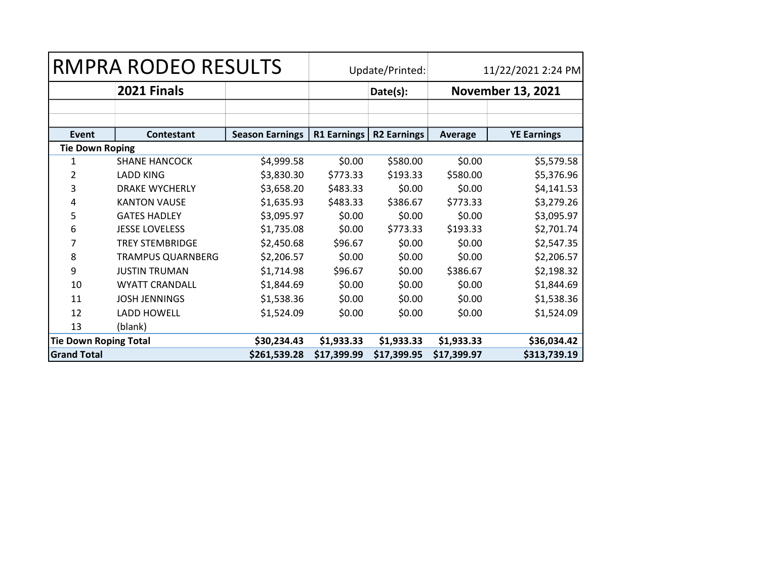| RMPRA RODEO RESULTS | | | Update/Printed: | | 11/22/2021 2:24 PM | |
|---|---|---|---|---|---|---|
| | **2021 Finals** | | | **Date(s):** | **November 13, 2021** | |
| | | | | | | |
| | | | | | | |
| **Event** | **Contestant** | **Season Earnings** | **R1 Earnings** | **R2 Earnings** | **Average** | **YE Earnings** |
| **Tie Down Roping** | | | | | | |
| 1 | SHANE HANCOCK | $4,999.58 | $0.00 | $580.00 | $0.00 | $5,579.58 |
| 2 | LADD KING | $3,830.30 | $773.33 | $193.33 | $580.00 | $5,376.96 |
| 3 | DRAKE WYCHERLY | $3,658.20 | $483.33 | $0.00 | $0.00 | $4,141.53 |
| 4 | KANTON VAUSE | $1,635.93 | $483.33 | $386.67 | $773.33 | $3,279.26 |
| 5 | GATES HADLEY | $3,095.97 | $0.00 | $0.00 | $0.00 | $3,095.97 |
| 6 | JESSE LOVELESS | $1,735.08 | $0.00 | $773.33 | $193.33 | $2,701.74 |
| 7 | TREY STEMBRIDGE | $2,450.68 | $96.67 | $0.00 | $0.00 | $2,547.35 |
| 8 | TRAMPUS QUARNBERG | $2,206.57 | $0.00 | $0.00 | $0.00 | $2,206.57 |
| 9 | JUSTIN TRUMAN | $1,714.98 | $96.67 | $0.00 | $386.67 | $2,198.32 |
| 10 | WYATT CRANDALL | $1,844.69 | $0.00 | $0.00 | $0.00 | $1,844.69 |
| 11 | JOSH JENNINGS | $1,538.36 | $0.00 | $0.00 | $0.00 | $1,538.36 |
| 12 | LADD HOWELL | $1,524.09 | $0.00 | $0.00 | $0.00 | $1,524.09 |
| 13 | (blank) | | | | | |
| **Tie Down Roping Total** | | **$30,234.43** | **$1,933.33** | **$1,933.33** | **$1,933.33** | **$36,034.42** |
| **Grand Total** | | **$261,539.28** | **$17,399.99** | **$17,399.95** | **$17,399.97** | **$313,739.19** |